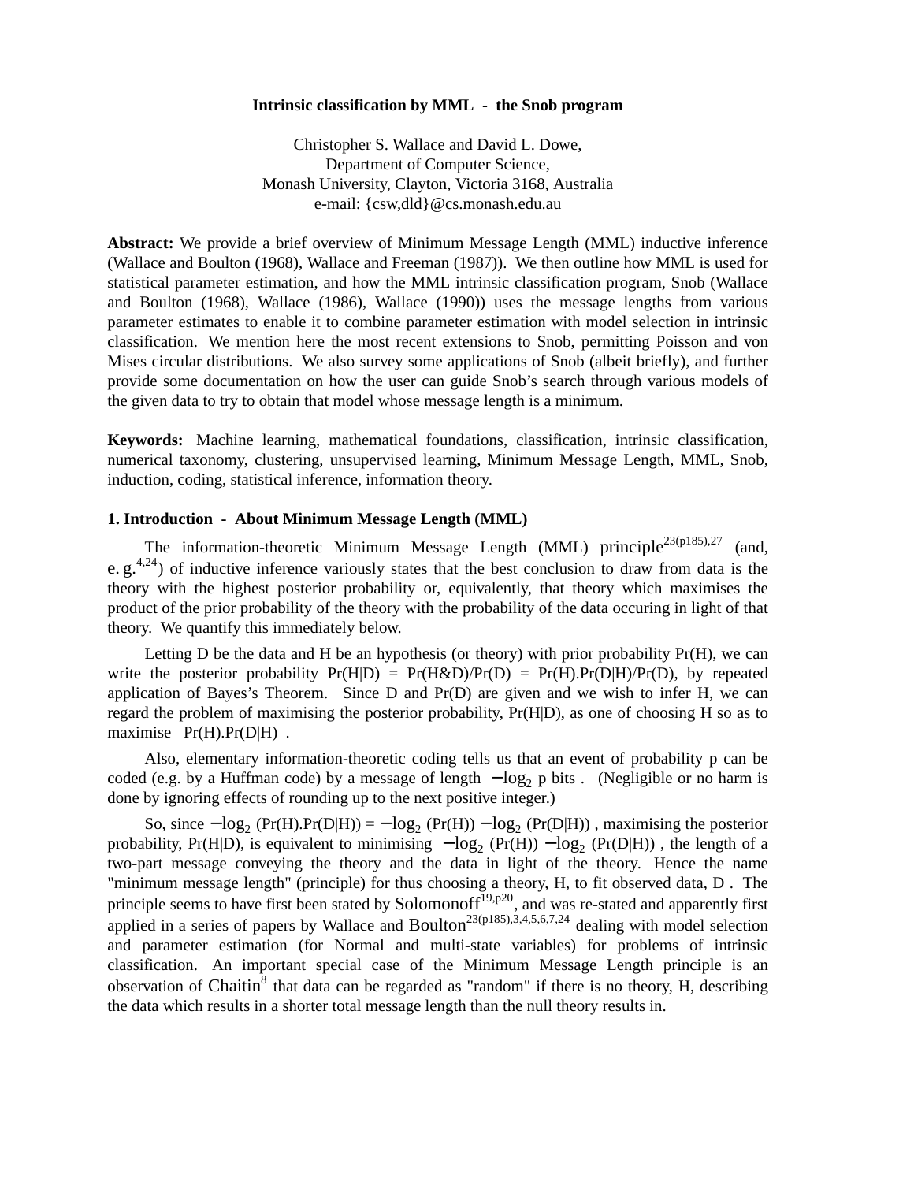# Intrinsic classification by MML - the Snob program

Christopher S. Wallace and David L. Dowe,
Department of Computer Science,
Monash University, Clayton, Victoria 3168, Australia
e-mail: {csw,dld}@cs.monash.edu.au

**Abstract:** We provide a brief overview of Minimum Message Length (MML) inductive inference (Wallace and Boulton (1968), Wallace and Freeman (1987)). We then outline how MML is used for statistical parameter estimation, and how the MML intrinsic classification program, Snob (Wallace and Boulton (1968), Wallace (1986), Wallace (1990)) uses the message lengths from various parameter estimates to enable it to combine parameter estimation with model selection in intrinsic classification. We mention here the most recent extensions to Snob, permitting Poisson and von Mises circular distributions. We also survey some applications of Snob (albeit briefly), and further provide some documentation on how the user can guide Snob's search through various models of the given data to try to obtain that model whose message length is a minimum.

**Keywords:** Machine learning, mathematical foundations, classification, intrinsic classification, numerical taxonomy, clustering, unsupervised learning, Minimum Message Length, MML, Snob, induction, coding, statistical inference, information theory.

## 1. Introduction - About Minimum Message Length (MML)

The information-theoretic Minimum Message Length (MML) principle[23(p185),27] (and, e. g.[4,24]) of inductive inference variously states that the best conclusion to draw from data is the theory with the highest posterior probability or, equivalently, that theory which maximises the product of the prior probability of the theory with the probability of the data occuring in light of that theory. We quantify this immediately below.

Letting D be the data and H be an hypothesis (or theory) with prior probability Pr(H), we can write the posterior probability Pr(H|D) = Pr(H&D)/Pr(D) = Pr(H).Pr(D|H)/Pr(D), by repeated application of Bayes's Theorem. Since D and Pr(D) are given and we wish to infer H, we can regard the problem of maximising the posterior probability, Pr(H|D), as one of choosing H so as to maximise Pr(H).Pr(D|H) .

Also, elementary information-theoretic coding tells us that an event of probability p can be coded (e.g. by a Huffman code) by a message of length $-\log_2 p$ bits . (Negligible or no harm is done by ignoring effects of rounding up to the next positive integer.)

So, since $-\log_2$ (Pr(H).Pr(D|H)) = $-\log_2$ (Pr(H)) $-\log_2$ (Pr(D|H)) , maximising the posterior probability, Pr(H|D), is equivalent to minimising $-\log_2$ (Pr(H)) $-\log_2$ (Pr(D|H)) , the length of a two-part message conveying the theory and the data in light of the theory. Hence the name "minimum message length" (principle) for thus choosing a theory, H, to fit observed data, D . The principle seems to have first been stated by Solomonoff[19,p20], and was re-stated and apparently first applied in a series of papers by Wallace and Boulton[23(p185),3,4,5,6,7,24] dealing with model selection and parameter estimation (for Normal and multi-state variables) for problems of intrinsic classification. An important special case of the Minimum Message Length principle is an observation of Chaitin[8] that data can be regarded as "random" if there is no theory, H, describing the data which results in a shorter total message length than the null theory results in.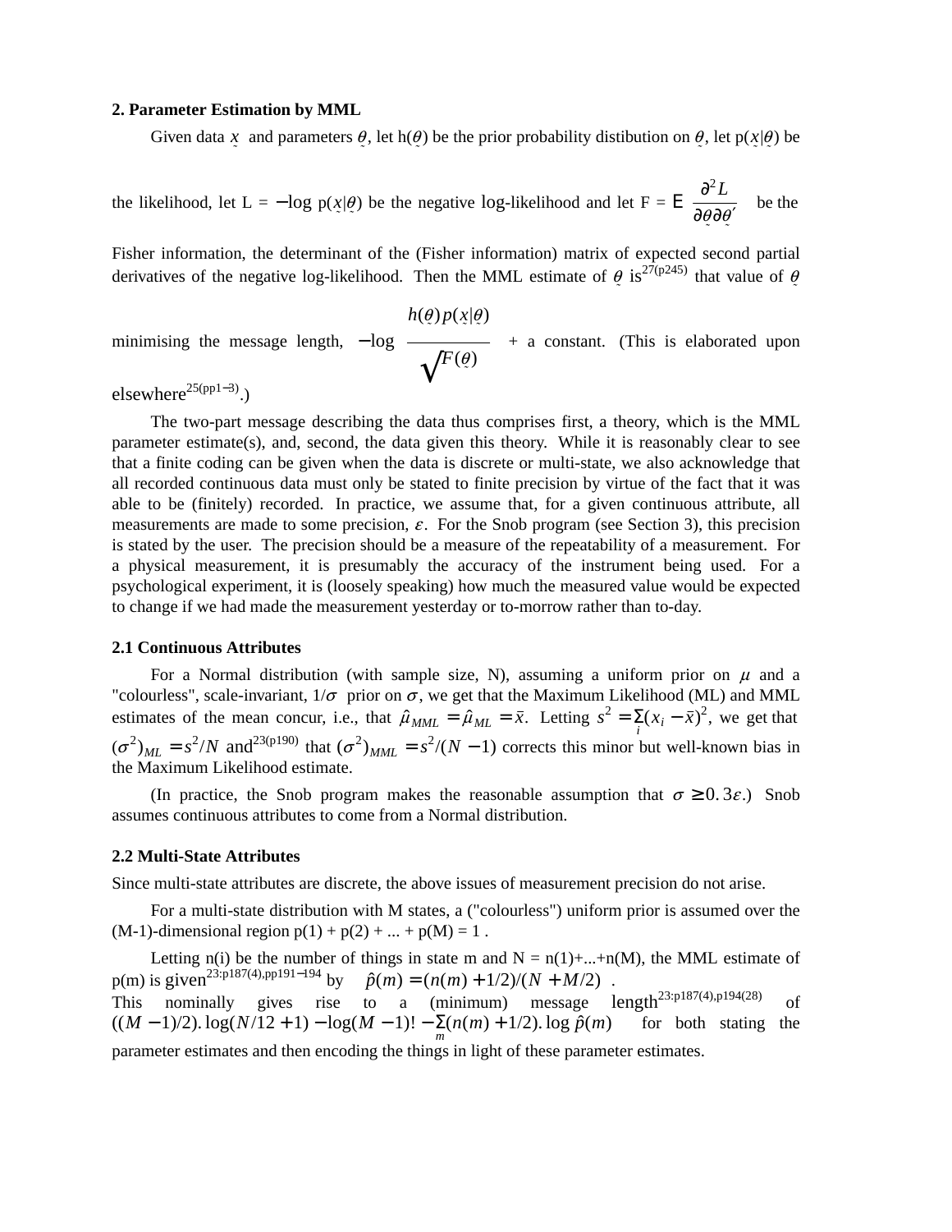### 2. Parameter Estimation by MML

Given data $\underset{\sim}{x}$ and parameters $\underset{\sim}{\theta}$, let h($\underset{\sim}{\theta}$) be the prior probability distibution on $\underset{\sim}{\theta}$, let p($\underset{\sim}{x}|\underset{\sim}{\theta}$) be the likelihood, let L = $-\log$ p($\underset{\sim}{x}|\underset{\sim}{\theta}$) be the negative log-likelihood and let F = $E\left(\frac{\partial^2 L}{\partial \underset{\sim}{\theta} \partial \underset{\sim}{\theta}'}\right)$ be the Fisher information, the determinant of the (Fisher information) matrix of expected second partial derivatives of the negative log-likelihood. Then the MML estimate of $\underset{\sim}{\theta}$ is[27(p245)] that value of $\underset{\sim}{\theta}$ minimising the message length, $-\log\left(\frac{h(\underset{\sim}{\theta})\,p(\underset{\sim}{x}|\underset{\sim}{\theta})}{\sqrt{F(\underset{\sim}{\theta})}}\right)$ + a constant. (This is elaborated upon elsewhere[25(pp1−3)].)

The two-part message describing the data thus comprises first, a theory, which is the MML parameter estimate(s), and, second, the data given this theory. While it is reasonably clear to see that a finite coding can be given when the data is discrete or multi-state, we also acknowledge that all recorded continuous data must only be stated to finite precision by virtue of the fact that it was able to be (finitely) recorded. In practice, we assume that, for a given continuous attribute, all measurements are made to some precision, $\varepsilon$. For the Snob program (see Section 3), this precision is stated by the user. The precision should be a measure of the repeatability of a measurement. For a physical measurement, it is presumably the accuracy of the instrument being used. For a psychological experiment, it is (loosely speaking) how much the measured value would be expected to change if we had made the measurement yesterday or to-morrow rather than to-day.

#### 2.1 Continuous Attributes

For a Normal distribution (with sample size, N), assuming a uniform prior on $\mu$ and a "colourless", scale-invariant, $1/\sigma$ prior on $\sigma$, we get that the Maximum Likelihood (ML) and MML estimates of the mean concur, i.e., that $\hat{\mu}_{MML} = \hat{\mu}_{ML} = \bar{x}$. Letting $s^2 = \sum_i (x_i - \bar{x})^2$, we get that $(\sigma^2)_{ML} = s^2/N$ and[23(p190)] that $(\sigma^2)_{MML} = s^2/(N-1)$ corrects this minor but well-known bias in the Maximum Likelihood estimate.

(In practice, the Snob program makes the reasonable assumption that $\sigma \geq 0.3\varepsilon$.) Snob assumes continuous attributes to come from a Normal distribution.

#### 2.2 Multi-State Attributes

Since multi-state attributes are discrete, the above issues of measurement precision do not arise.

For a multi-state distribution with M states, a ("colourless") uniform prior is assumed over the (M-1)-dimensional region p(1) + p(2) + ... + p(M) = 1 .

Letting n(i) be the number of things in state m and N = n(1)+...+n(M), the MML estimate of p(m) is given[23:p187(4),pp191−194] by $\hat{p}(m) = (n(m) + 1/2)/(N + M/2)$ .
This nominally gives rise to a (minimum) message length[23:p187(4),p194(28)] of $((M-1)/2).\log(N/12 + 1) - \log(M-1)! - \sum_m (n(m) + 1/2).\log \hat{p}(m)$ for both stating the parameter estimates and then encoding the things in light of these parameter estimates.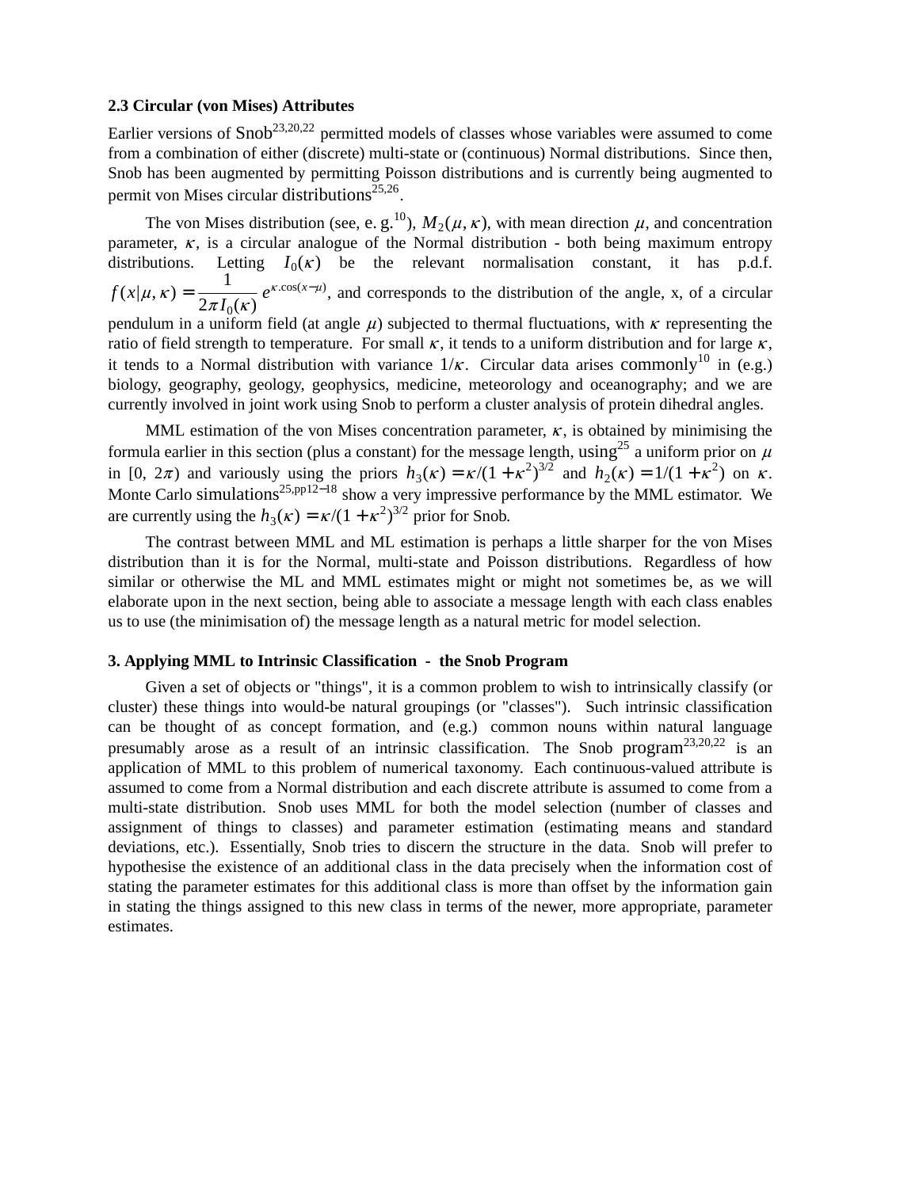### 2.3 Circular (von Mises) Attributes

Earlier versions of Snob[23,20,22] permitted models of classes whose variables were assumed to come from a combination of either (discrete) multi-state or (continuous) Normal distributions. Since then, Snob has been augmented by permitting Poisson distributions and is currently being augmented to permit von Mises circular distributions[25,26].

The von Mises distribution (see, e. g.[10]), $M_2(\mu, \kappa)$, with mean direction $\mu$, and concentration parameter, $\kappa$, is a circular analogue of the Normal distribution - both being maximum entropy distributions. Letting $I_0(\kappa)$ be the relevant normalisation constant, it has p.d.f. $f(x|\mu, \kappa) = \frac{1}{2\pi I_0(\kappa)} e^{\kappa . \cos(x - \mu)}$, and corresponds to the distribution of the angle, x, of a circular pendulum in a uniform field (at angle $\mu$) subjected to thermal fluctuations, with $\kappa$ representing the ratio of field strength to temperature. For small $\kappa$, it tends to a uniform distribution and for large $\kappa$, it tends to a Normal distribution with variance $1/\kappa$. Circular data arises commonly[10] in (e.g.) biology, geography, geology, geophysics, medicine, meteorology and oceanography; and we are currently involved in joint work using Snob to perform a cluster analysis of protein dihedral angles.

MML estimation of the von Mises concentration parameter, $\kappa$, is obtained by minimising the formula earlier in this section (plus a constant) for the message length, using[25] a uniform prior on $\mu$ in $[0, 2\pi)$ and variously using the priors $h_3(\kappa) = \kappa/(1 + \kappa^2)^{3/2}$ and $h_2(\kappa) = 1/(1 + \kappa^2)$ on $\kappa$. Monte Carlo simulations[25,pp12–18] show a very impressive performance by the MML estimator. We are currently using the $h_3(\kappa) = \kappa/(1 + \kappa^2)^{3/2}$ prior for Snob.

The contrast between MML and ML estimation is perhaps a little sharper for the von Mises distribution than it is for the Normal, multi-state and Poisson distributions. Regardless of how similar or otherwise the ML and MML estimates might or might not sometimes be, as we will elaborate upon in the next section, being able to associate a message length with each class enables us to use (the minimisation of) the message length as a natural metric for model selection.

## 3. Applying MML to Intrinsic Classification - the Snob Program

Given a set of objects or "things", it is a common problem to wish to intrinsically classify (or cluster) these things into would-be natural groupings (or "classes"). Such intrinsic classification can be thought of as concept formation, and (e.g.) common nouns within natural language presumably arose as a result of an intrinsic classification. The Snob program[23,20,22] is an application of MML to this problem of numerical taxonomy. Each continuous-valued attribute is assumed to come from a Normal distribution and each discrete attribute is assumed to come from a multi-state distribution. Snob uses MML for both the model selection (number of classes and assignment of things to classes) and parameter estimation (estimating means and standard deviations, etc.). Essentially, Snob tries to discern the structure in the data. Snob will prefer to hypothesise the existence of an additional class in the data precisely when the information cost of stating the parameter estimates for this additional class is more than offset by the information gain in stating the things assigned to this new class in terms of the newer, more appropriate, parameter estimates.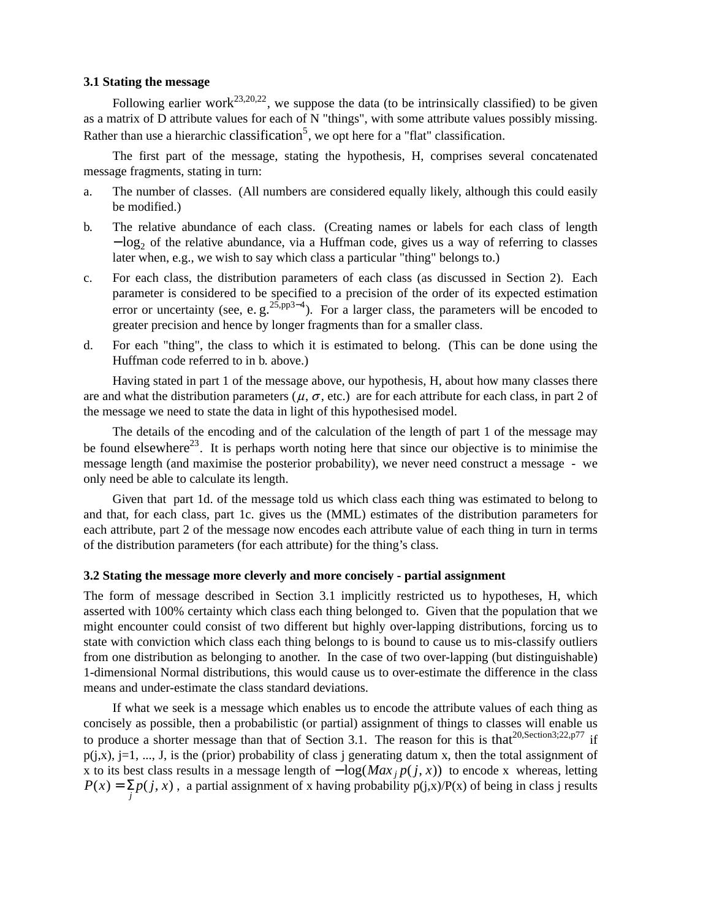### 3.1 Stating the message

Following earlier work[23,20,22], we suppose the data (to be intrinsically classified) to be given as a matrix of D attribute values for each of N "things", with some attribute values possibly missing. Rather than use a hierarchic classification[5], we opt here for a "flat" classification.

The first part of the message, stating the hypothesis, H, comprises several concatenated message fragments, stating in turn:

a. The number of classes. (All numbers are considered equally likely, although this could easily be modified.)

b. The relative abundance of each class. (Creating names or labels for each class of length $-\log_2$ of the relative abundance, via a Huffman code, gives us a way of referring to classes later when, e.g., we wish to say which class a particular "thing" belongs to.)

c. For each class, the distribution parameters of each class (as discussed in Section 2). Each parameter is considered to be specified to a precision of the order of its expected estimation error or uncertainty (see, e. g.[25,pp3−4]). For a larger class, the parameters will be encoded to greater precision and hence by longer fragments than for a smaller class.

d. For each "thing", the class to which it is estimated to belong. (This can be done using the Huffman code referred to in b. above.)

Having stated in part 1 of the message above, our hypothesis, H, about how many classes there are and what the distribution parameters ($\mu$, $\sigma$, etc.) are for each attribute for each class, in part 2 of the message we need to state the data in light of this hypothesised model.

The details of the encoding and of the calculation of the length of part 1 of the message may be found elsewhere[23]. It is perhaps worth noting here that since our objective is to minimise the message length (and maximise the posterior probability), we never need construct a message - we only need be able to calculate its length.

Given that part 1d. of the message told us which class each thing was estimated to belong to and that, for each class, part 1c. gives us the (MML) estimates of the distribution parameters for each attribute, part 2 of the message now encodes each attribute value of each thing in turn in terms of the distribution parameters (for each attribute) for the thing's class.

### 3.2 Stating the message more cleverly and more concisely - partial assignment

The form of message described in Section 3.1 implicitly restricted us to hypotheses, H, which asserted with 100% certainty which class each thing belonged to. Given that the population that we might encounter could consist of two different but highly over-lapping distributions, forcing us to state with conviction which class each thing belongs to is bound to cause us to mis-classify outliers from one distribution as belonging to another. In the case of two over-lapping (but distinguishable) 1-dimensional Normal distributions, this would cause us to over-estimate the difference in the class means and under-estimate the class standard deviations.

If what we seek is a message which enables us to encode the attribute values of each thing as concisely as possible, then a probabilistic (or partial) assignment of things to classes will enable us to produce a shorter message than that of Section 3.1. The reason for this is that[20,Section3;22,p77] if p(j,x), j=1, ..., J, is the (prior) probability of class j generating datum x, then the total assignment of x to its best class results in a message length of $-\log(Max_j\, p(j, x))$ to encode x whereas, letting $P(x) = \sum_j p(j, x)$, a partial assignment of x having probability p(j,x)/P(x) of being in class j results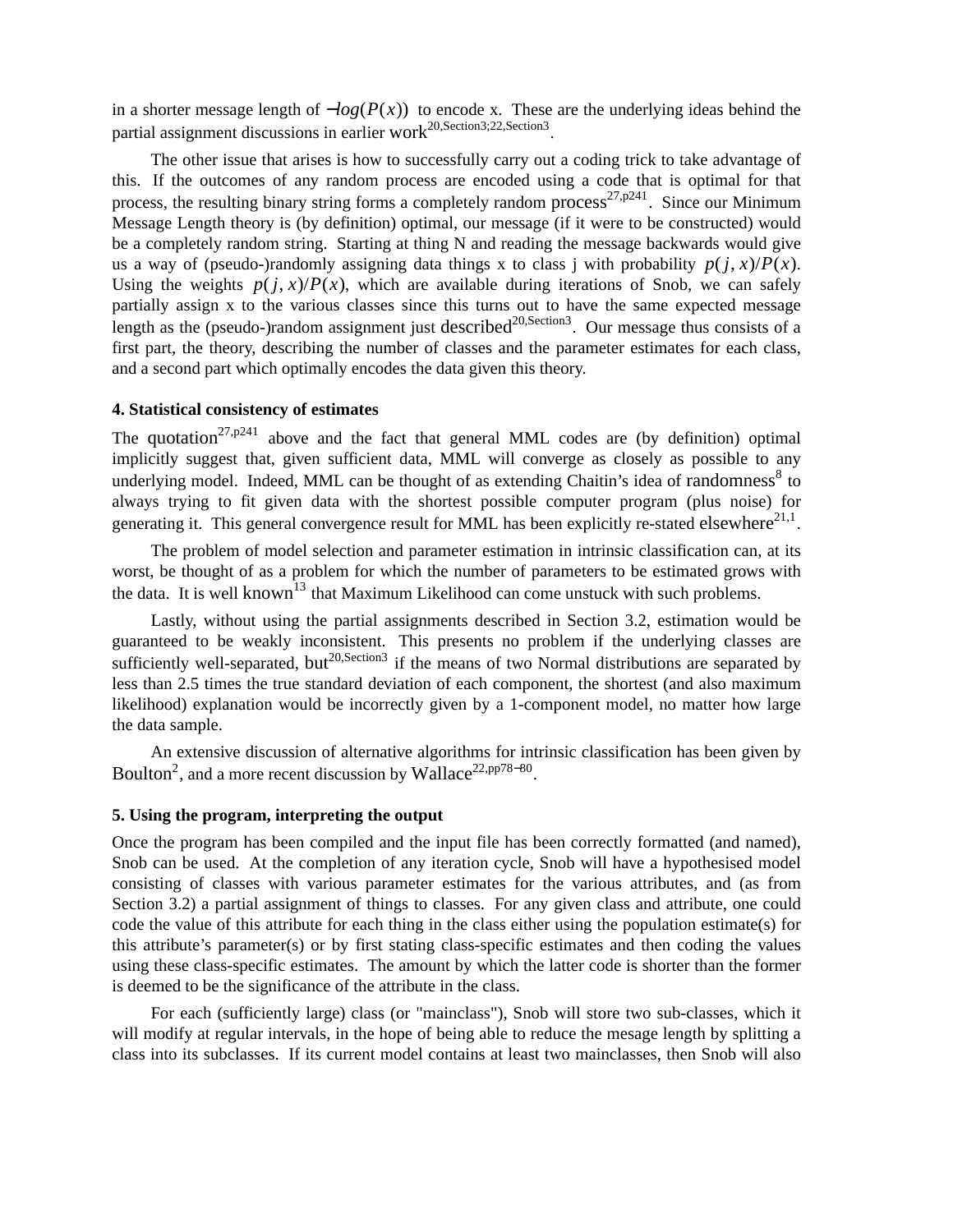in a shorter message length of $-log(P(x))$ to encode x. These are the underlying ideas behind the partial assignment discussions in earlier work[20,Section3;22,Section3].

The other issue that arises is how to successfully carry out a coding trick to take advantage of this. If the outcomes of any random process are encoded using a code that is optimal for that process, the resulting binary string forms a completely random process[27,p241]. Since our Minimum Message Length theory is (by definition) optimal, our message (if it were to be constructed) would be a completely random string. Starting at thing N and reading the message backwards would give us a way of (pseudo-)randomly assigning data things x to class j with probability $p(j, x)/P(x)$. Using the weights $p(j, x)/P(x)$, which are available during iterations of Snob, we can safely partially assign x to the various classes since this turns out to have the same expected message length as the (pseudo-)random assignment just described[20,Section3]. Our message thus consists of a first part, the theory, describing the number of classes and the parameter estimates for each class, and a second part which optimally encodes the data given this theory.

**4. Statistical consistency of estimates**

The quotation[27,p241] above and the fact that general MML codes are (by definition) optimal implicitly suggest that, given sufficient data, MML will converge as closely as possible to any underlying model. Indeed, MML can be thought of as extending Chaitin's idea of randomness[8] to always trying to fit given data with the shortest possible computer program (plus noise) for generating it. This general convergence result for MML has been explicitly re-stated elsewhere[21,1].

The problem of model selection and parameter estimation in intrinsic classification can, at its worst, be thought of as a problem for which the number of parameters to be estimated grows with the data. It is well known[13] that Maximum Likelihood can come unstuck with such problems.

Lastly, without using the partial assignments described in Section 3.2, estimation would be guaranteed to be weakly inconsistent. This presents no problem if the underlying classes are sufficiently well-separated, but[20,Section3] if the means of two Normal distributions are separated by less than 2.5 times the true standard deviation of each component, the shortest (and also maximum likelihood) explanation would be incorrectly given by a 1-component model, no matter how large the data sample.

An extensive discussion of alternative algorithms for intrinsic classification has been given by Boulton[2], and a more recent discussion by Wallace[22,pp78−80].

**5. Using the program, interpreting the output**

Once the program has been compiled and the input file has been correctly formatted (and named), Snob can be used. At the completion of any iteration cycle, Snob will have a hypothesised model consisting of classes with various parameter estimates for the various attributes, and (as from Section 3.2) a partial assignment of things to classes. For any given class and attribute, one could code the value of this attribute for each thing in the class either using the population estimate(s) for this attribute's parameter(s) or by first stating class-specific estimates and then coding the values using these class-specific estimates. The amount by which the latter code is shorter than the former is deemed to be the significance of the attribute in the class.

For each (sufficiently large) class (or "mainclass"), Snob will store two sub-classes, which it will modify at regular intervals, in the hope of being able to reduce the mesage length by splitting a class into its subclasses. If its current model contains at least two mainclasses, then Snob will also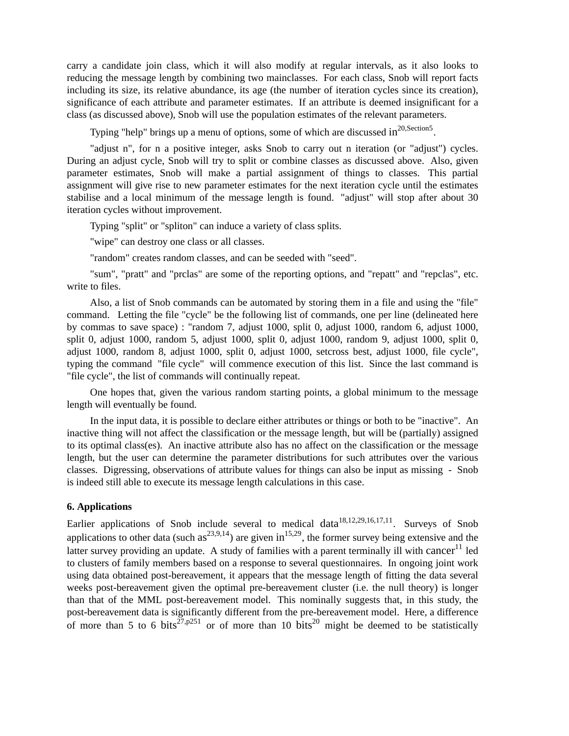carry a candidate join class, which it will also modify at regular intervals, as it also looks to reducing the message length by combining two mainclasses. For each class, Snob will report facts including its size, its relative abundance, its age (the number of iteration cycles since its creation), significance of each attribute and parameter estimates. If an attribute is deemed insignificant for a class (as discussed above), Snob will use the population estimates of the relevant parameters.

Typing "help" brings up a menu of options, some of which are discussed in[20,Section5].

"adjust n", for n a positive integer, asks Snob to carry out n iteration (or "adjust") cycles. During an adjust cycle, Snob will try to split or combine classes as discussed above. Also, given parameter estimates, Snob will make a partial assignment of things to classes. This partial assignment will give rise to new parameter estimates for the next iteration cycle until the estimates stabilise and a local minimum of the message length is found. "adjust" will stop after about 30 iteration cycles without improvement.

Typing "split" or "spliton" can induce a variety of class splits.

"wipe" can destroy one class or all classes.

"random" creates random classes, and can be seeded with "seed".

"sum", "pratt" and "prclas" are some of the reporting options, and "repatt" and "repclas", etc. write to files.

Also, a list of Snob commands can be automated by storing them in a file and using the "file" command. Letting the file "cycle" be the following list of commands, one per line (delineated here by commas to save space) : "random 7, adjust 1000, split 0, adjust 1000, random 6, adjust 1000, split 0, adjust 1000, random 5, adjust 1000, split 0, adjust 1000, random 9, adjust 1000, split 0, adjust 1000, random 8, adjust 1000, split 0, adjust 1000, setcross best, adjust 1000, file cycle", typing the command "file cycle" will commence execution of this list. Since the last command is "file cycle", the list of commands will continually repeat.

One hopes that, given the various random starting points, a global minimum to the message length will eventually be found.

In the input data, it is possible to declare either attributes or things or both to be "inactive". An inactive thing will not affect the classification or the message length, but will be (partially) assigned to its optimal class(es). An inactive attribute also has no affect on the classification or the message length, but the user can determine the parameter distributions for such attributes over the various classes. Digressing, observations of attribute values for things can also be input as missing - Snob is indeed still able to execute its message length calculations in this case.

### 6. Applications

Earlier applications of Snob include several to medical data[18,12,29,16,17,11]. Surveys of Snob applications to other data (such as[23,9,14]) are given in[15,29], the former survey being extensive and the latter survey providing an update. A study of families with a parent terminally ill with cancer[11] led to clusters of family members based on a response to several questionnaires. In ongoing joint work using data obtained post-bereavement, it appears that the message length of fitting the data several weeks post-bereavement given the optimal pre-bereavement cluster (i.e. the null theory) is longer than that of the MML post-bereavement model. This nominally suggests that, in this study, the post-bereavement data is significantly different from the pre-bereavement model. Here, a difference of more than 5 to 6 bits[27,p251] or of more than 10 bits[20] might be deemed to be statistically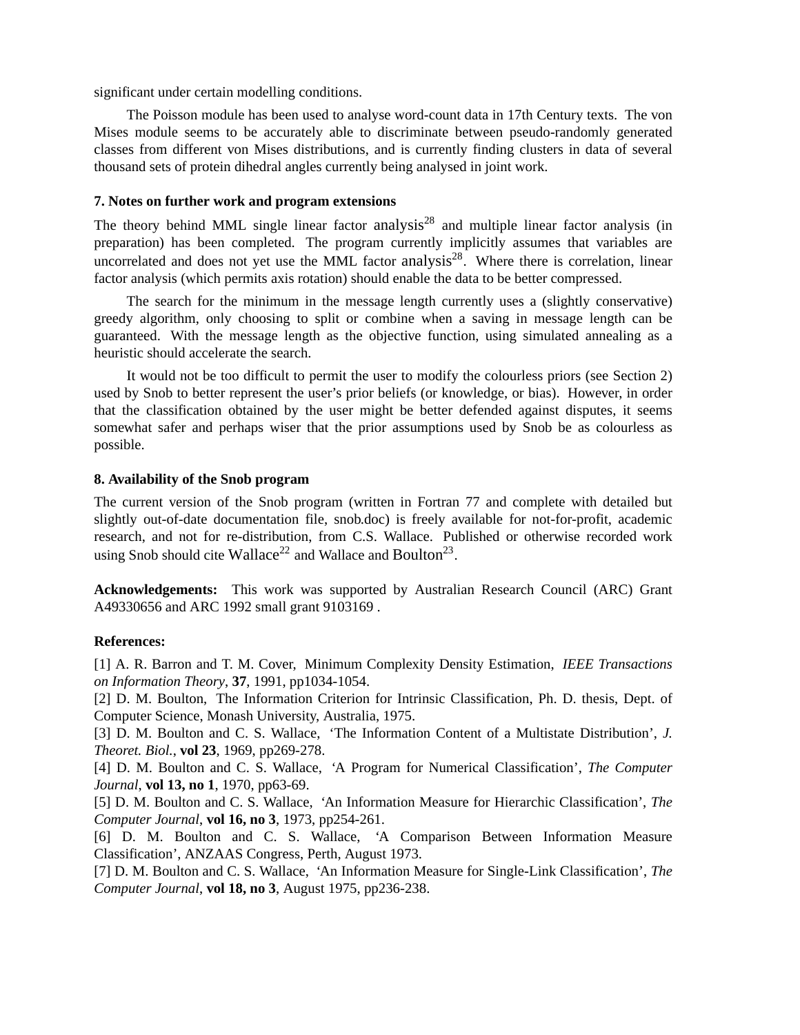significant under certain modelling conditions.

The Poisson module has been used to analyse word-count data in 17th Century texts. The von Mises module seems to be accurately able to discriminate between pseudo-randomly generated classes from different von Mises distributions, and is currently finding clusters in data of several thousand sets of protein dihedral angles currently being analysed in joint work.

### 7. Notes on further work and program extensions

The theory behind MML single linear factor analysis[28] and multiple linear factor analysis (in preparation) has been completed. The program currently implicitly assumes that variables are uncorrelated and does not yet use the MML factor analysis[28]. Where there is correlation, linear factor analysis (which permits axis rotation) should enable the data to be better compressed.

The search for the minimum in the message length currently uses a (slightly conservative) greedy algorithm, only choosing to split or combine when a saving in message length can be guaranteed. With the message length as the objective function, using simulated annealing as a heuristic should accelerate the search.

It would not be too difficult to permit the user to modify the colourless priors (see Section 2) used by Snob to better represent the user's prior beliefs (or knowledge, or bias). However, in order that the classification obtained by the user might be better defended against disputes, it seems somewhat safer and perhaps wiser that the prior assumptions used by Snob be as colourless as possible.

### 8. Availability of the Snob program

The current version of the Snob program (written in Fortran 77 and complete with detailed but slightly out-of-date documentation file, snob.doc) is freely available for not-for-profit, academic research, and not for re-distribution, from C.S. Wallace. Published or otherwise recorded work using Snob should cite Wallace[22] and Wallace and Boulton[23].

**Acknowledgements:** This work was supported by Australian Research Council (ARC) Grant A49330656 and ARC 1992 small grant 9103169 .

### References:

[1] A. R. Barron and T. M. Cover, Minimum Complexity Density Estimation, *IEEE Transactions on Information Theory*, **37**, 1991, pp1034-1054.

[2] D. M. Boulton, The Information Criterion for Intrinsic Classification, Ph. D. thesis, Dept. of Computer Science, Monash University, Australia, 1975.

[3] D. M. Boulton and C. S. Wallace, 'The Information Content of a Multistate Distribution', *J. Theoret. Biol.*, **vol 23**, 1969, pp269-278.

[4] D. M. Boulton and C. S. Wallace, 'A Program for Numerical Classification', *The Computer Journal*, **vol 13, no 1**, 1970, pp63-69.

[5] D. M. Boulton and C. S. Wallace, 'An Information Measure for Hierarchic Classification', *The Computer Journal*, **vol 16, no 3**, 1973, pp254-261.

[6] D. M. Boulton and C. S. Wallace, 'A Comparison Between Information Measure Classification', ANZAAS Congress, Perth, August 1973.

[7] D. M. Boulton and C. S. Wallace, 'An Information Measure for Single-Link Classification', *The Computer Journal*, **vol 18, no 3**, August 1975, pp236-238.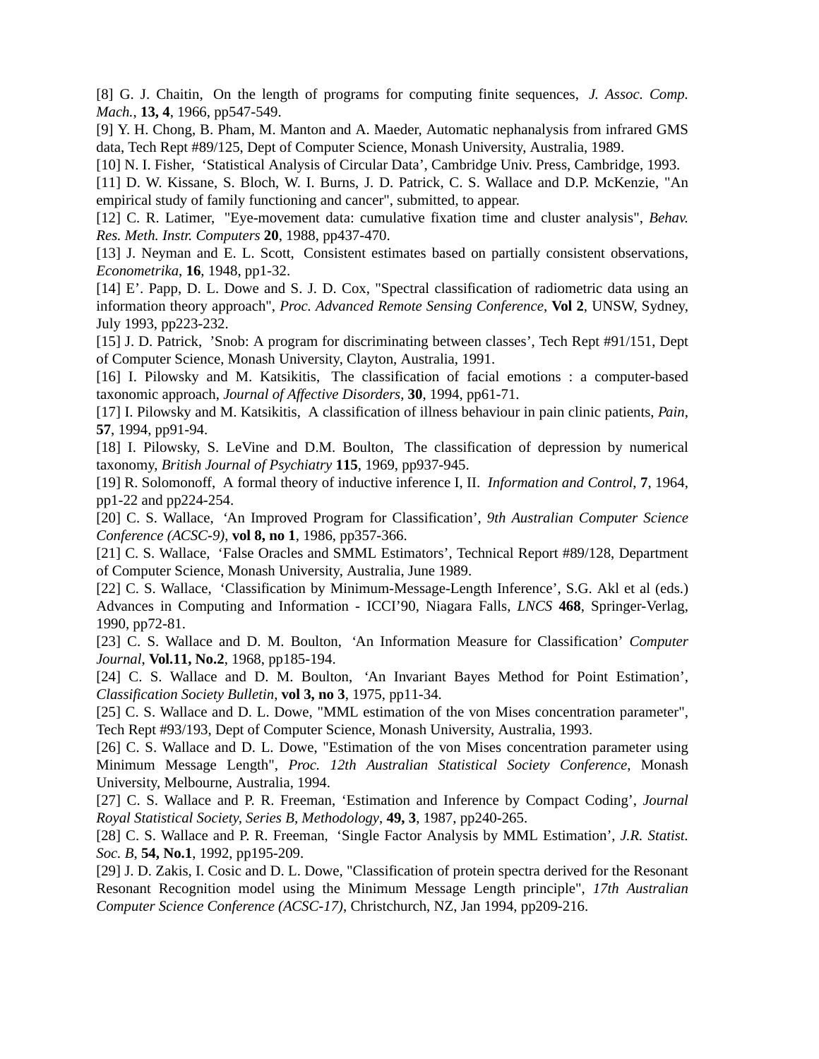[8] G. J. Chaitin, On the length of programs for computing finite sequences, *J. Assoc. Comp. Mach.*, **13, 4**, 1966, pp547-549.

[9] Y. H. Chong, B. Pham, M. Manton and A. Maeder, Automatic nephanalysis from infrared GMS data, Tech Rept #89/125, Dept of Computer Science, Monash University, Australia, 1989.

[10] N. I. Fisher, 'Statistical Analysis of Circular Data', Cambridge Univ. Press, Cambridge, 1993.

[11] D. W. Kissane, S. Bloch, W. I. Burns, J. D. Patrick, C. S. Wallace and D.P. McKenzie, "An empirical study of family functioning and cancer", submitted, to appear.

[12] C. R. Latimer, "Eye-movement data: cumulative fixation time and cluster analysis", *Behav. Res. Meth. Instr. Computers* **20**, 1988, pp437-470.

[13] J. Neyman and E. L. Scott, Consistent estimates based on partially consistent observations, *Econometrika*, **16**, 1948, pp1-32.

[14] E'. Papp, D. L. Dowe and S. J. D. Cox, "Spectral classification of radiometric data using an information theory approach", *Proc. Advanced Remote Sensing Conference*, **Vol 2**, UNSW, Sydney, July 1993, pp223-232.

[15] J. D. Patrick, 'Snob: A program for discriminating between classes', Tech Rept #91/151, Dept of Computer Science, Monash University, Clayton, Australia, 1991.

[16] I. Pilowsky and M. Katsikitis, The classification of facial emotions : a computer-based taxonomic approach, *Journal of Affective Disorders*, **30**, 1994, pp61-71.

[17] I. Pilowsky and M. Katsikitis, A classification of illness behaviour in pain clinic patients, *Pain*, **57**, 1994, pp91-94.

[18] I. Pilowsky, S. LeVine and D.M. Boulton, The classification of depression by numerical taxonomy, *British Journal of Psychiatry* **115**, 1969, pp937-945.

[19] R. Solomonoff, A formal theory of inductive inference I, II. *Information and Control*, **7**, 1964, pp1-22 and pp224-254.

[20] C. S. Wallace, 'An Improved Program for Classification', *9th Australian Computer Science Conference (ACSC-9)*, **vol 8, no 1**, 1986, pp357-366.

[21] C. S. Wallace, 'False Oracles and SMML Estimators', Technical Report #89/128, Department of Computer Science, Monash University, Australia, June 1989.

[22] C. S. Wallace, 'Classification by Minimum-Message-Length Inference', S.G. Akl et al (eds.) Advances in Computing and Information - ICCI'90, Niagara Falls, *LNCS* **468**, Springer-Verlag, 1990, pp72-81.

[23] C. S. Wallace and D. M. Boulton, 'An Information Measure for Classification' *Computer Journal*, **Vol.11, No.2**, 1968, pp185-194.

[24] C. S. Wallace and D. M. Boulton, 'An Invariant Bayes Method for Point Estimation', *Classification Society Bulletin*, **vol 3, no 3**, 1975, pp11-34.

[25] C. S. Wallace and D. L. Dowe, "MML estimation of the von Mises concentration parameter", Tech Rept #93/193, Dept of Computer Science, Monash University, Australia, 1993.

[26] C. S. Wallace and D. L. Dowe, "Estimation of the von Mises concentration parameter using Minimum Message Length", *Proc. 12th Australian Statistical Society Conference*, Monash University, Melbourne, Australia, 1994.

[27] C. S. Wallace and P. R. Freeman, 'Estimation and Inference by Compact Coding', *Journal Royal Statistical Society, Series B, Methodology*, **49, 3**, 1987, pp240-265.

[28] C. S. Wallace and P. R. Freeman, 'Single Factor Analysis by MML Estimation', *J.R. Statist. Soc. B*, **54, No.1**, 1992, pp195-209.

[29] J. D. Zakis, I. Cosic and D. L. Dowe, "Classification of protein spectra derived for the Resonant Resonant Recognition model using the Minimum Message Length principle", *17th Australian Computer Science Conference (ACSC-17)*, Christchurch, NZ, Jan 1994, pp209-216.